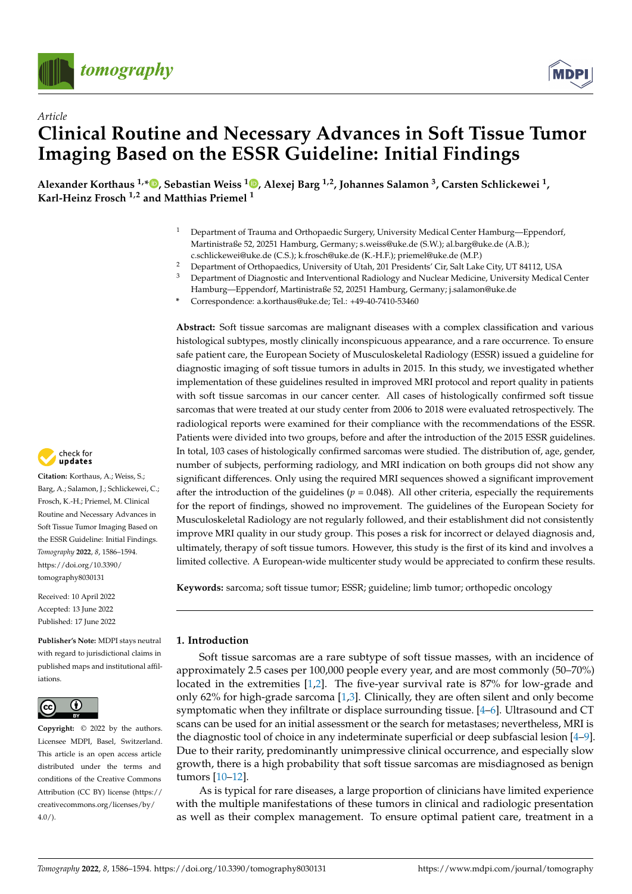*Article*

# Clinical Routine and Necessary Advances in Soft Tissue Tumor Imaging Based on the ESSR Guideline: Initial Findings

**Alexander Korthaus [1,*], Sebastian Weiss [1], Alexej Barg [1,2], Johannes Salamon [3], Carsten Schlickewei [1], Karl-Heinz Frosch [1,2] and Matthias Priemel [1]**

[1] Department of Trauma and Orthopaedic Surgery, University Medical Center Hamburg—Eppendorf, Martinistraße 52, 20251 Hamburg, Germany; s.weiss@uke.de (S.W.); al.barg@uke.de (A.B.); c.schlickewei@uke.de (C.S.); k.frosch@uke.de (K.-H.F.); priemel@uke.de (M.P.)

[2] Department of Orthopaedics, University of Utah, 201 Presidents' Cir, Salt Lake City, UT 84112, USA

[3] Department of Diagnostic and Interventional Radiology and Nuclear Medicine, University Medical Center Hamburg—Eppendorf, Martinistraße 52, 20251 Hamburg, Germany; j.salamon@uke.de

* Correspondence: a.korthaus@uke.de; Tel.: +49-40-7410-53460

**Abstract:** Soft tissue sarcomas are malignant diseases with a complex classification and various histological subtypes, mostly clinically inconspicuous appearance, and a rare occurrence. To ensure safe patient care, the European Society of Musculoskeletal Radiology (ESSR) issued a guideline for diagnostic imaging of soft tissue tumors in adults in 2015. In this study, we investigated whether implementation of these guidelines resulted in improved MRI protocol and report quality in patients with soft tissue sarcomas in our cancer center. All cases of histologically confirmed soft tissue sarcomas that were treated at our study center from 2006 to 2018 were evaluated retrospectively. The radiological reports were examined for their compliance with the recommendations of the ESSR. Patients were divided into two groups, before and after the introduction of the 2015 ESSR guidelines. In total, 103 cases of histologically confirmed sarcomas were studied. The distribution of, age, gender, number of subjects, performing radiology, and MRI indication on both groups did not show any significant differences. Only using the required MRI sequences showed a significant improvement after the introduction of the guidelines ($p = 0.048$). All other criteria, especially the requirements for the report of findings, showed no improvement. The guidelines of the European Society for Musculoskeletal Radiology are not regularly followed, and their establishment did not consistently improve MRI quality in our study group. This poses a risk for incorrect or delayed diagnosis and, ultimately, therapy of soft tissue tumors. However, this study is the first of its kind and involves a limited collective. A European-wide multicenter study would be appreciated to confirm these results.

**Keywords:** sarcoma; soft tissue tumor; ESSR; guideline; limb tumor; orthopedic oncology

**Citation:** Korthaus, A.; Weiss, S.; Barg, A.; Salamon, J.; Schlickewei, C.; Frosch, K.-H.; Priemel, M. Clinical Routine and Necessary Advances in Soft Tissue Tumor Imaging Based on the ESSR Guideline: Initial Findings. *Tomography* **2022**, *8*, 1586–1594. https://doi.org/10.3390/tomography8030131

Received: 10 April 2022
Accepted: 13 June 2022
Published: 17 June 2022

**Publisher's Note:** MDPI stays neutral with regard to jurisdictional claims in published maps and institutional affiliations.

**Copyright:** © 2022 by the authors. Licensee MDPI, Basel, Switzerland. This article is an open access article distributed under the terms and conditions of the Creative Commons Attribution (CC BY) license (https://creativecommons.org/licenses/by/4.0/).

## 1. Introduction

Soft tissue sarcomas are a rare subtype of soft tissue masses, with an incidence of approximately 2.5 cases per 100,000 people every year, and are most commonly (50–70%) located in the extremities [1,2]. The five-year survival rate is 87% for low-grade and only 62% for high-grade sarcoma [1,3]. Clinically, they are often silent and only become symptomatic when they infiltrate or displace surrounding tissue. [4–6]. Ultrasound and CT scans can be used for an initial assessment or the search for metastases; nevertheless, MRI is the diagnostic tool of choice in any indeterminate superficial or deep subfascial lesion [4–9]. Due to their rarity, predominantly unimpressive clinical occurrence, and especially slow growth, there is a high probability that soft tissue sarcomas are misdiagnosed as benign tumors [10–12].

As is typical for rare diseases, a large proportion of clinicians have limited experience with the multiple manifestations of these tumors in clinical and radiologic presentation as well as their complex management. To ensure optimal patient care, treatment in a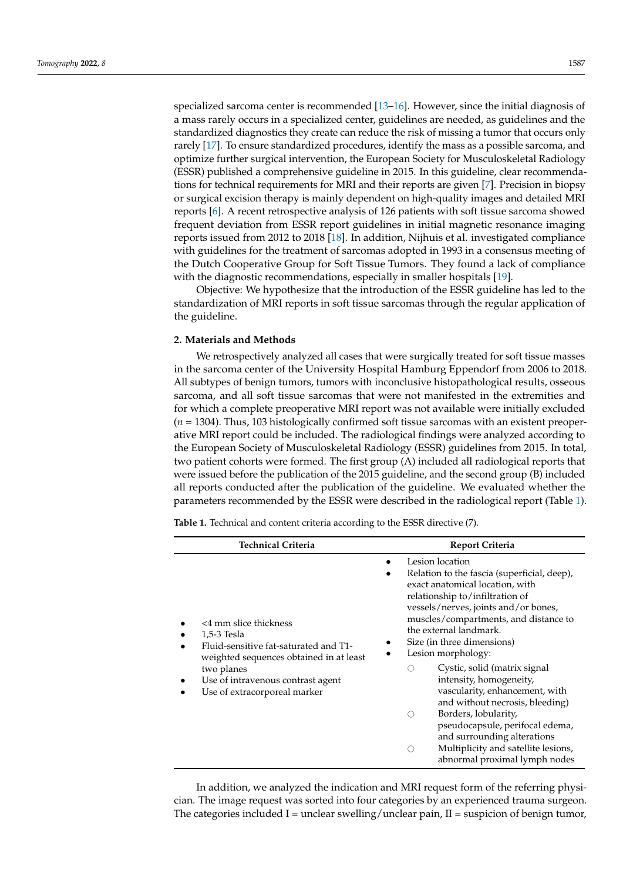specialized sarcoma center is recommended [13–16]. However, since the initial diagnosis of a mass rarely occurs in a specialized center, guidelines are needed, as guidelines and the standardized diagnostics they create can reduce the risk of missing a tumor that occurs only rarely [17]. To ensure standardized procedures, identify the mass as a possible sarcoma, and optimize further surgical intervention, the European Society for Musculoskeletal Radiology (ESSR) published a comprehensive guideline in 2015. In this guideline, clear recommendations for technical requirements for MRI and their reports are given [7]. Precision in biopsy or surgical excision therapy is mainly dependent on high-quality images and detailed MRI reports [6]. A recent retrospective analysis of 126 patients with soft tissue sarcoma showed frequent deviation from ESSR report guidelines in initial magnetic resonance imaging reports issued from 2012 to 2018 [18]. In addition, Nijhuis et al. investigated compliance with guidelines for the treatment of sarcomas adopted in 1993 in a consensus meeting of the Dutch Cooperative Group for Soft Tissue Tumors. They found a lack of compliance with the diagnostic recommendations, especially in smaller hospitals [19].

Objective: We hypothesize that the introduction of the ESSR guideline has led to the standardization of MRI reports in soft tissue sarcomas through the regular application of the guideline.

## 2. Materials and Methods

We retrospectively analyzed all cases that were surgically treated for soft tissue masses in the sarcoma center of the University Hospital Hamburg Eppendorf from 2006 to 2018. All subtypes of benign tumors, tumors with inconclusive histopathological results, osseous sarcoma, and all soft tissue sarcomas that were not manifested in the extremities and for which a complete preoperative MRI report was not available were initially excluded ($n = 1304$). Thus, 103 histologically confirmed soft tissue sarcomas with an existent preoperative MRI report could be included. The radiological findings were analyzed according to the European Society of Musculoskeletal Radiology (ESSR) guidelines from 2015. In total, two patient cohorts were formed. The first group (A) included all radiological reports that were issued before the publication of the 2015 guideline, and the second group (B) included all reports conducted after the publication of the guideline. We evaluated whether the parameters recommended by the ESSR were described in the radiological report (Table 1).

**Table 1.** Technical and content criteria according to the ESSR directive (7).

| Technical Criteria | Report Criteria |
| --- | --- |
| • <4 mm slice thickness<br>• 1,5-3 Tesla<br>• Fluid-sensitive fat-saturated and T1-weighted sequences obtained in at least two planes<br>• Use of intravenous contrast agent<br>• Use of extracorporeal marker | • Lesion location<br>• Relation to the fascia (superficial, deep), exact anatomical location, with relationship to/infiltration of vessels/nerves, joints and/or bones, muscles/compartments, and distance to the external landmark.<br>• Size (in three dimensions)<br>• Lesion morphology:<br>○ Cystic, solid (matrix signal intensity, homogeneity, vascularity, enhancement, with and without necrosis, bleeding)<br>○ Borders, lobularity, pseudocapsule, perifocal edema, and surrounding alterations<br>○ Multiplicity and satellite lesions, abnormal proximal lymph nodes |

In addition, we analyzed the indication and MRI request form of the referring physician. The image request was sorted into four categories by an experienced trauma surgeon. The categories included I = unclear swelling/unclear pain, II = suspicion of benign tumor,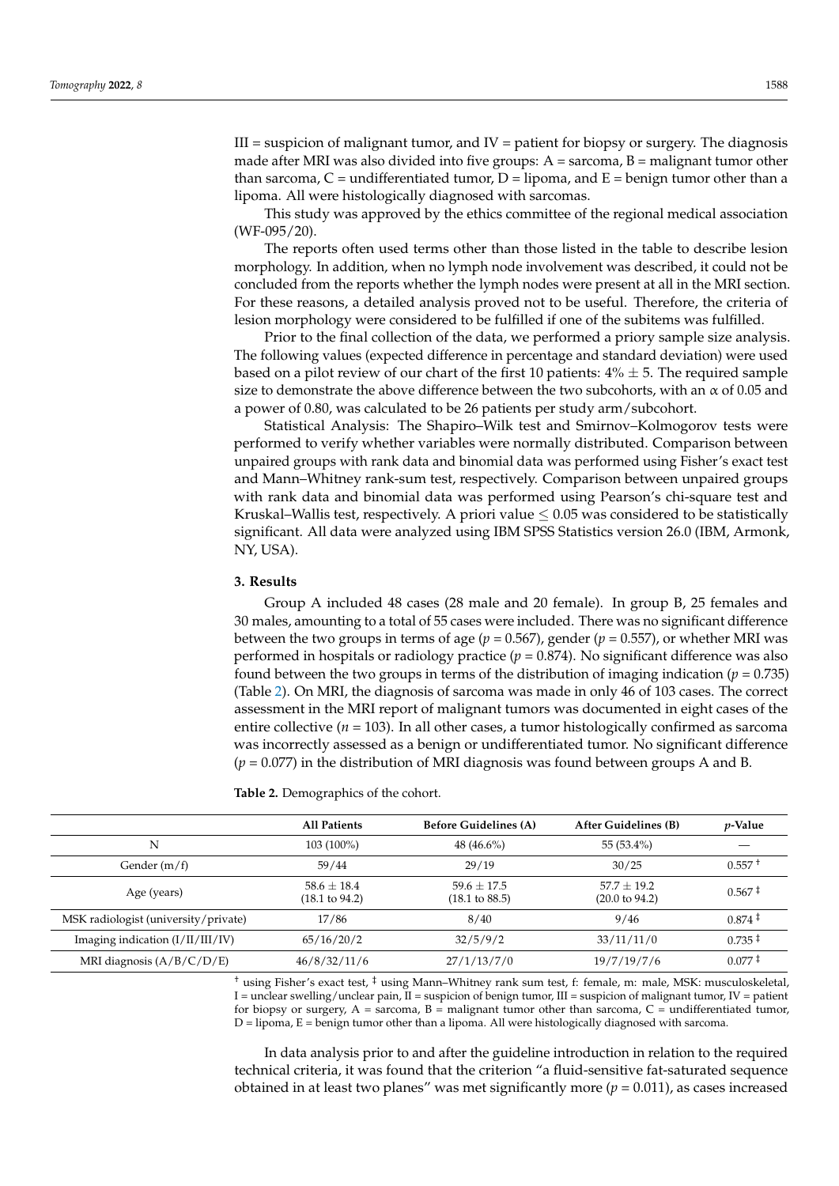III = suspicion of malignant tumor, and IV = patient for biopsy or surgery. The diagnosis made after MRI was also divided into five groups: A = sarcoma, B = malignant tumor other than sarcoma, C = undifferentiated tumor, D = lipoma, and E = benign tumor other than a lipoma. All were histologically diagnosed with sarcomas.

This study was approved by the ethics committee of the regional medical association (WF-095/20).

The reports often used terms other than those listed in the table to describe lesion morphology. In addition, when no lymph node involvement was described, it could not be concluded from the reports whether the lymph nodes were present at all in the MRI section. For these reasons, a detailed analysis proved not to be useful. Therefore, the criteria of lesion morphology were considered to be fulfilled if one of the subitems was fulfilled.

Prior to the final collection of the data, we performed a priory sample size analysis. The following values (expected difference in percentage and standard deviation) were used based on a pilot review of our chart of the first 10 patients: 4% ± 5. The required sample size to demonstrate the above difference between the two subcohorts, with an $\alpha$ of 0.05 and a power of 0.80, was calculated to be 26 patients per study arm/subcohort.

Statistical Analysis: The Shapiro–Wilk test and Smirnov–Kolmogorov tests were performed to verify whether variables were normally distributed. Comparison between unpaired groups with rank data and binomial data was performed using Fisher's exact test and Mann–Whitney rank-sum test, respectively. Comparison between unpaired groups with rank data and binomial data was performed using Pearson's chi-square test and Kruskal–Wallis test, respectively. A priori value $\leq 0.05$ was considered to be statistically significant. All data were analyzed using IBM SPSS Statistics version 26.0 (IBM, Armonk, NY, USA).

## 3. Results

Group A included 48 cases (28 male and 20 female). In group B, 25 females and 30 males, amounting to a total of 55 cases were included. There was no significant difference between the two groups in terms of age ($p = 0.567$), gender ($p = 0.557$), or whether MRI was performed in hospitals or radiology practice ($p = 0.874$). No significant difference was also found between the two groups in terms of the distribution of imaging indication ($p = 0.735$) (Table 2). On MRI, the diagnosis of sarcoma was made in only 46 of 103 cases. The correct assessment in the MRI report of malignant tumors was documented in eight cases of the entire collective ($n = 103$). In all other cases, a tumor histologically confirmed as sarcoma was incorrectly assessed as a benign or undifferentiated tumor. No significant difference ($p = 0.077$) in the distribution of MRI diagnosis was found between groups A and B.

**Table 2.** Demographics of the cohort.

| | All Patients | Before Guidelines (A) | After Guidelines (B) | *p*-Value |
|---|---|---|---|---|
| N | 103 (100%) | 48 (46.6%) | 55 (53.4%) | — |
| Gender (m/f) | 59/44 | 29/19 | 30/25 | 0.557 † |
| Age (years) | 58.6 ± 18.4 (18.1 to 94.2) | 59.6 ± 17.5 (18.1 to 88.5) | 57.7 ± 19.2 (20.0 to 94.2) | 0.567 ‡ |
| MSK radiologist (university/private) | 17/86 | 8/40 | 9/46 | 0.874 ‡ |
| Imaging indication (I/II/III/IV) | 65/16/20/2 | 32/5/9/2 | 33/11/11/0 | 0.735 ‡ |
| MRI diagnosis (A/B/C/D/E) | 46/8/32/11/6 | 27/1/13/7/0 | 19/7/19/7/6 | 0.077 ‡ |

† using Fisher's exact test, ‡ using Mann–Whitney rank sum test, f: female, m: male, MSK: musculoskeletal, I = unclear swelling/unclear pain, II = suspicion of benign tumor, III = suspicion of malignant tumor, IV = patient for biopsy or surgery, A = sarcoma, B = malignant tumor other than sarcoma, C = undifferentiated tumor, D = lipoma, E = benign tumor other than a lipoma. All were histologically diagnosed with sarcoma.

In data analysis prior to and after the guideline introduction in relation to the required technical criteria, it was found that the criterion "a fluid-sensitive fat-saturated sequence obtained in at least two planes" was met significantly more ($p = 0.011$), as cases increased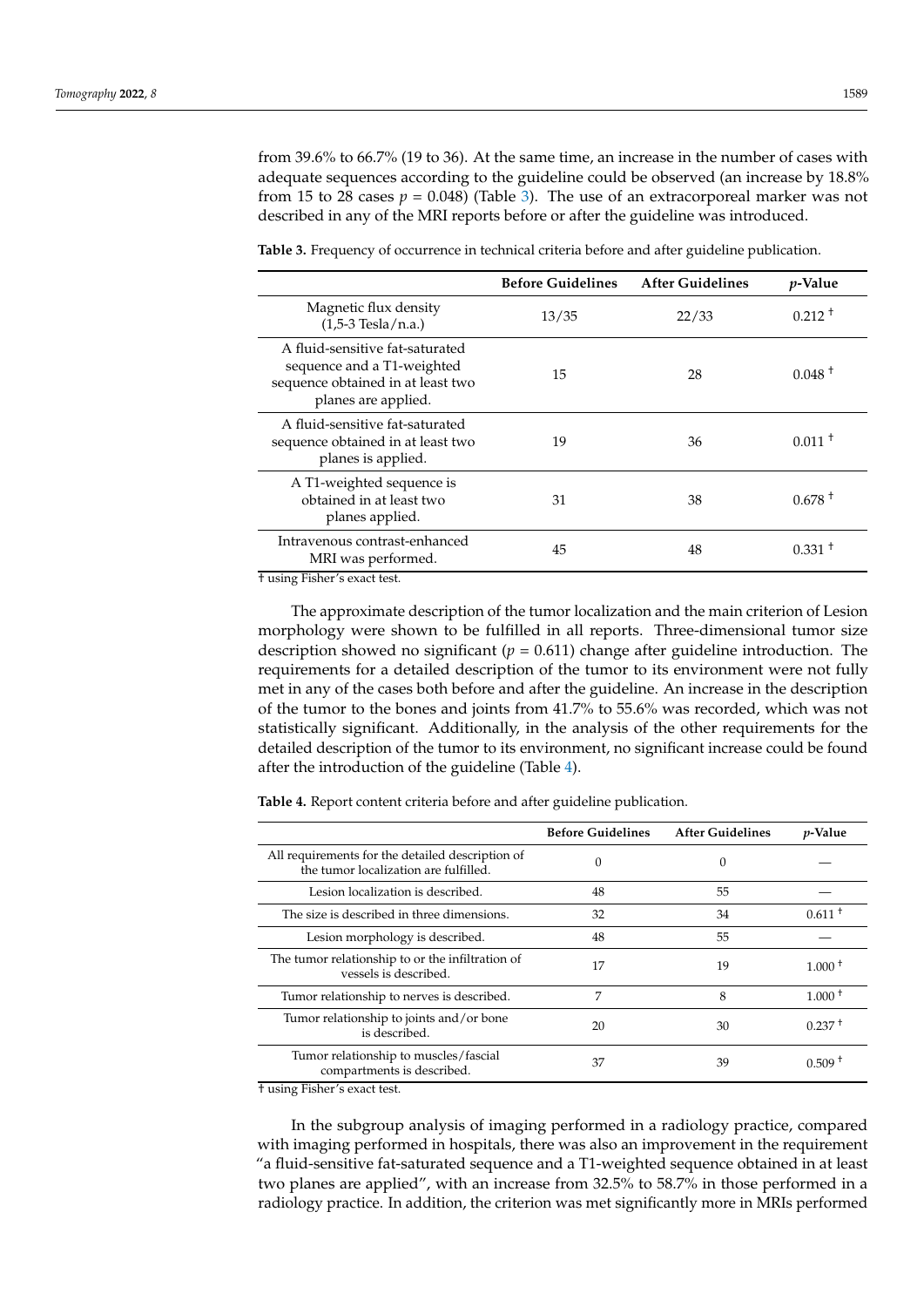from 39.6% to 66.7% (19 to 36). At the same time, an increase in the number of cases with adequate sequences according to the guideline could be observed (an increase by 18.8% from 15 to 28 cases $p$ = 0.048) (Table 3). The use of an extracorporeal marker was not described in any of the MRI reports before or after the guideline was introduced.

**Table 3.** Frequency of occurrence in technical criteria before and after guideline publication.

| | Before Guidelines | After Guidelines | *p*-Value |
|---|---|---|---|
| Magnetic flux density (1,5-3 Tesla/n.a.) | 13/35 | 22/33 | 0.212 † |
| A fluid-sensitive fat-saturated sequence and a T1-weighted sequence obtained in at least two planes are applied. | 15 | 28 | 0.048 † |
| A fluid-sensitive fat-saturated sequence obtained in at least two planes is applied. | 19 | 36 | 0.011 † |
| A T1-weighted sequence is obtained in at least two planes applied. | 31 | 38 | 0.678 † |
| Intravenous contrast-enhanced MRI was performed. | 45 | 48 | 0.331 † |

† using Fisher's exact test.

The approximate description of the tumor localization and the main criterion of Lesion morphology were shown to be fulfilled in all reports. Three-dimensional tumor size description showed no significant ($p$ = 0.611) change after guideline introduction. The requirements for a detailed description of the tumor to its environment were not fully met in any of the cases both before and after the guideline. An increase in the description of the tumor to the bones and joints from 41.7% to 55.6% was recorded, which was not statistically significant. Additionally, in the analysis of the other requirements for the detailed description of the tumor to its environment, no significant increase could be found after the introduction of the guideline (Table 4).

**Table 4.** Report content criteria before and after guideline publication.

| | Before Guidelines | After Guidelines | *p*-Value |
|---|---|---|---|
| All requirements for the detailed description of the tumor localization are fulfilled. | 0 | 0 | — |
| Lesion localization is described. | 48 | 55 | — |
| The size is described in three dimensions. | 32 | 34 | 0.611 † |
| Lesion morphology is described. | 48 | 55 | — |
| The tumor relationship to or the infiltration of vessels is described. | 17 | 19 | 1.000 † |
| Tumor relationship to nerves is described. | 7 | 8 | 1.000 † |
| Tumor relationship to joints and/or bone is described. | 20 | 30 | 0.237 † |
| Tumor relationship to muscles/fascial compartments is described. | 37 | 39 | 0.509 † |

† using Fisher's exact test.

In the subgroup analysis of imaging performed in a radiology practice, compared with imaging performed in hospitals, there was also an improvement in the requirement "a fluid-sensitive fat-saturated sequence and a T1-weighted sequence obtained in at least two planes are applied", with an increase from 32.5% to 58.7% in those performed in a radiology practice. In addition, the criterion was met significantly more in MRIs performed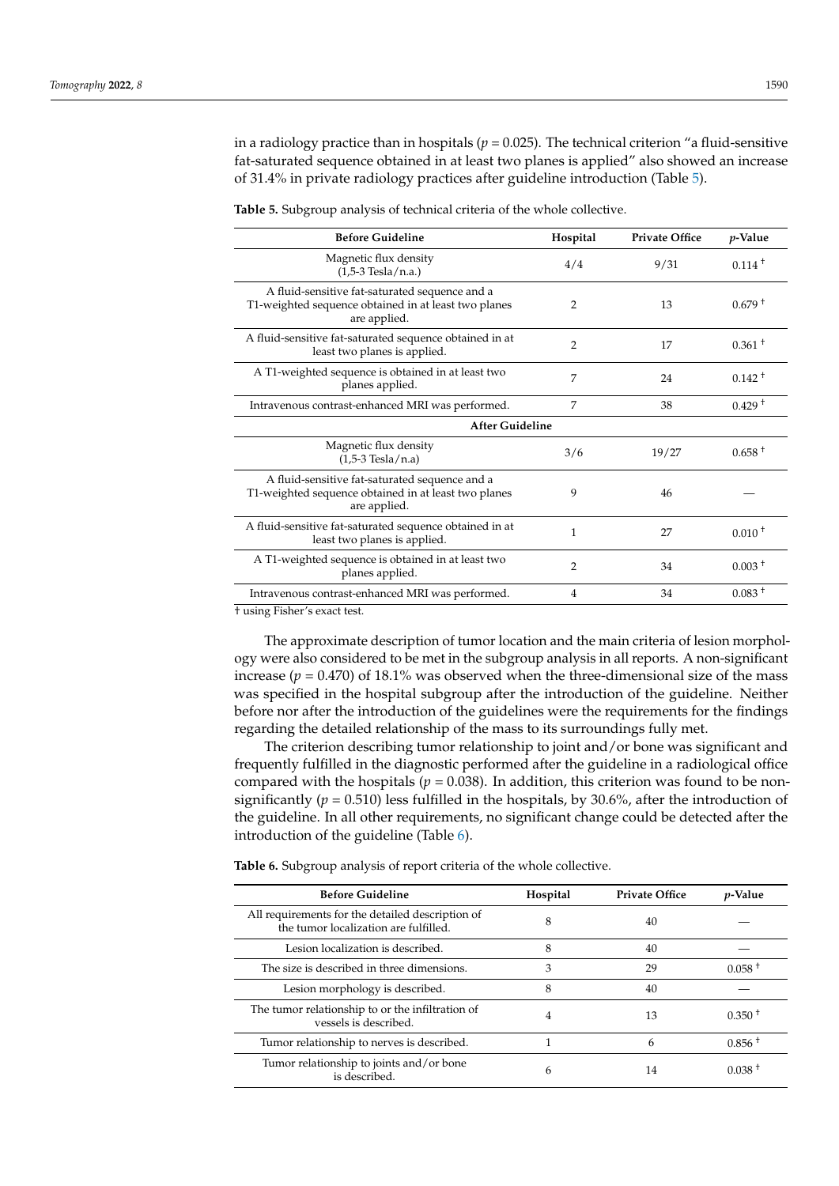in a radiology practice than in hospitals ($p = 0.025$). The technical criterion "a fluid-sensitive fat-saturated sequence obtained in at least two planes is applied" also showed an increase of 31.4% in private radiology practices after guideline introduction (Table 5).

**Table 5.** Subgroup analysis of technical criteria of the whole collective.

| Before Guideline | Hospital | Private Office | $p$-Value |
|---|---|---|---|
| Magnetic flux density (1,5-3 Tesla/n.a.) | 4/4 | 9/31 | 0.114 † |
| A fluid-sensitive fat-saturated sequence and a T1-weighted sequence obtained in at least two planes are applied. | 2 | 13 | 0.679 † |
| A fluid-sensitive fat-saturated sequence obtained in at least two planes is applied. | 2 | 17 | 0.361 † |
| A T1-weighted sequence is obtained in at least two planes applied. | 7 | 24 | 0.142 † |
| Intravenous contrast-enhanced MRI was performed. | 7 | 38 | 0.429 † |
| **After Guideline** | | | |
| Magnetic flux density (1,5-3 Tesla/n.a) | 3/6 | 19/27 | 0.658 † |
| A fluid-sensitive fat-saturated sequence and a T1-weighted sequence obtained in at least two planes are applied. | 9 | 46 | — |
| A fluid-sensitive fat-saturated sequence obtained in at least two planes is applied. | 1 | 27 | 0.010 † |
| A T1-weighted sequence is obtained in at least two planes applied. | 2 | 34 | 0.003 † |
| Intravenous contrast-enhanced MRI was performed. | 4 | 34 | 0.083 † |

† using Fisher's exact test.

The approximate description of tumor location and the main criteria of lesion morphology were also considered to be met in the subgroup analysis in all reports. A non-significant increase ($p = 0.470$) of 18.1% was observed when the three-dimensional size of the mass was specified in the hospital subgroup after the introduction of the guideline. Neither before nor after the introduction of the guidelines were the requirements for the findings regarding the detailed relationship of the mass to its surroundings fully met.

The criterion describing tumor relationship to joint and/or bone was significant and frequently fulfilled in the diagnostic performed after the guideline in a radiological office compared with the hospitals ($p = 0.038$). In addition, this criterion was found to be non-significantly ($p = 0.510$) less fulfilled in the hospitals, by 30.6%, after the introduction of the guideline. In all other requirements, no significant change could be detected after the introduction of the guideline (Table 6).

**Table 6.** Subgroup analysis of report criteria of the whole collective.

| Before Guideline | Hospital | Private Office | $p$-Value |
|---|---|---|---|
| All requirements for the detailed description of the tumor localization are fulfilled. | 8 | 40 | — |
| Lesion localization is described. | 8 | 40 | — |
| The size is described in three dimensions. | 3 | 29 | 0.058 † |
| Lesion morphology is described. | 8 | 40 | — |
| The tumor relationship to or the infiltration of vessels is described. | 4 | 13 | 0.350 † |
| Tumor relationship to nerves is described. | 1 | 6 | 0.856 † |
| Tumor relationship to joints and/or bone is described. | 6 | 14 | 0.038 † |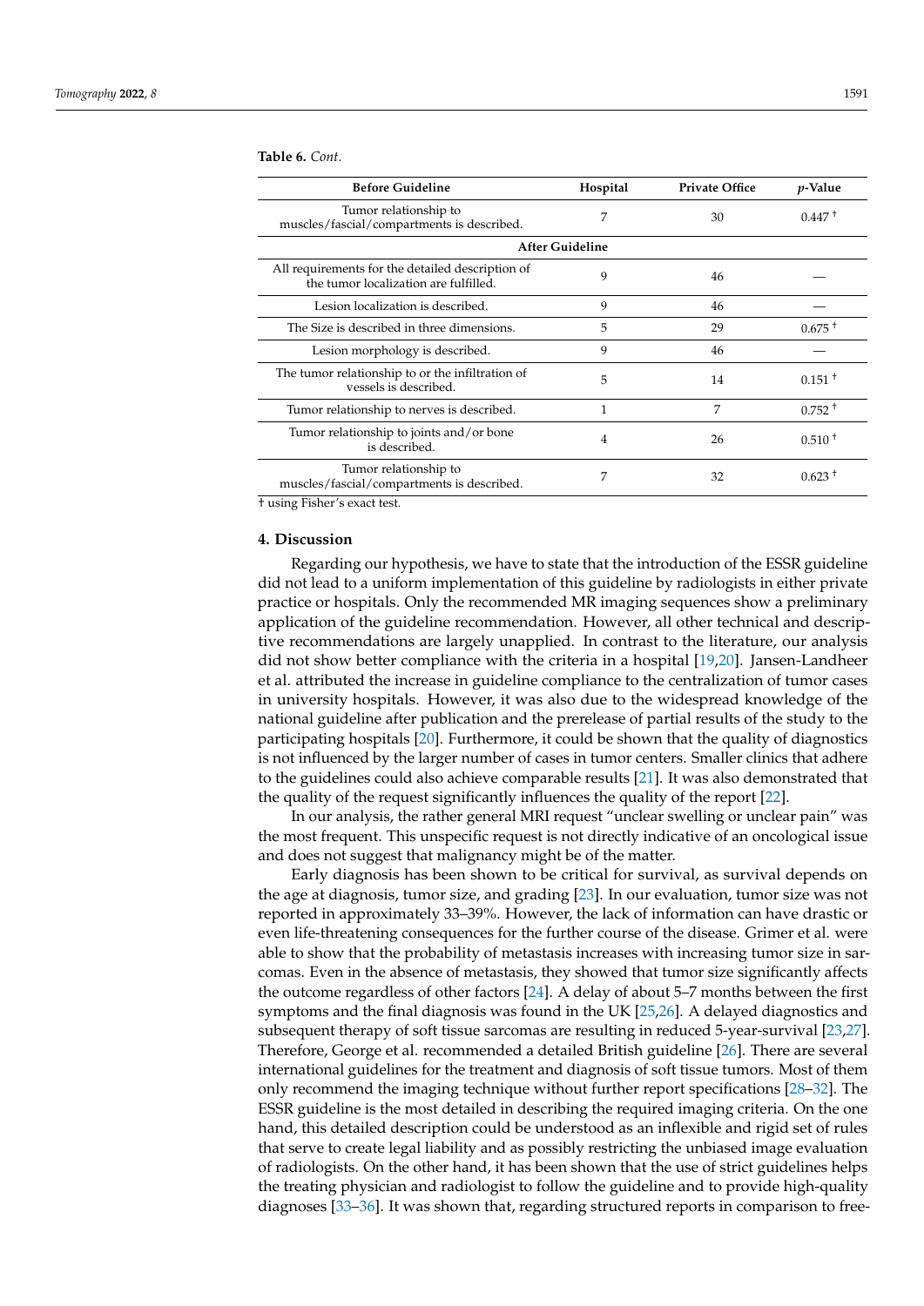**Table 6.** *Cont.*

| Before Guideline | Hospital | Private Office | *p*-Value |
|---|---|---|---|
| Tumor relationship to muscles/fascial/compartments is described. | 7 | 30 | 0.447 † |
| **After Guideline** | | | |
| All requirements for the detailed description of the tumor localization are fulfilled. | 9 | 46 | — |
| Lesion localization is described. | 9 | 46 | — |
| The Size is described in three dimensions. | 5 | 29 | 0.675 † |
| Lesion morphology is described. | 9 | 46 | — |
| The tumor relationship to or the infiltration of vessels is described. | 5 | 14 | 0.151 † |
| Tumor relationship to nerves is described. | 1 | 7 | 0.752 † |
| Tumor relationship to joints and/or bone is described. | 4 | 26 | 0.510 † |
| Tumor relationship to muscles/fascial/compartments is described. | 7 | 32 | 0.623 † |

† using Fisher's exact test.

## 4. Discussion

Regarding our hypothesis, we have to state that the introduction of the ESSR guideline did not lead to a uniform implementation of this guideline by radiologists in either private practice or hospitals. Only the recommended MR imaging sequences show a preliminary application of the guideline recommendation. However, all other technical and descriptive recommendations are largely unapplied. In contrast to the literature, our analysis did not show better compliance with the criteria in a hospital [19,20]. Jansen-Landheer et al. attributed the increase in guideline compliance to the centralization of tumor cases in university hospitals. However, it was also due to the widespread knowledge of the national guideline after publication and the prerelease of partial results of the study to the participating hospitals [20]. Furthermore, it could be shown that the quality of diagnostics is not influenced by the larger number of cases in tumor centers. Smaller clinics that adhere to the guidelines could also achieve comparable results [21]. It was also demonstrated that the quality of the request significantly influences the quality of the report [22].

In our analysis, the rather general MRI request "unclear swelling or unclear pain" was the most frequent. This unspecific request is not directly indicative of an oncological issue and does not suggest that malignancy might be of the matter.

Early diagnosis has been shown to be critical for survival, as survival depends on the age at diagnosis, tumor size, and grading [23]. In our evaluation, tumor size was not reported in approximately 33–39%. However, the lack of information can have drastic or even life-threatening consequences for the further course of the disease. Grimer et al. were able to show that the probability of metastasis increases with increasing tumor size in sarcomas. Even in the absence of metastasis, they showed that tumor size significantly affects the outcome regardless of other factors [24]. A delay of about 5–7 months between the first symptoms and the final diagnosis was found in the UK [25,26]. A delayed diagnostics and subsequent therapy of soft tissue sarcomas are resulting in reduced 5-year-survival [23,27]. Therefore, George et al. recommended a detailed British guideline [26]. There are several international guidelines for the treatment and diagnosis of soft tissue tumors. Most of them only recommend the imaging technique without further report specifications [28–32]. The ESSR guideline is the most detailed in describing the required imaging criteria. On the one hand, this detailed description could be understood as an inflexible and rigid set of rules that serve to create legal liability and as possibly restricting the unbiased image evaluation of radiologists. On the other hand, it has been shown that the use of strict guidelines helps the treating physician and radiologist to follow the guideline and to provide high-quality diagnoses [33–36]. It was shown that, regarding structured reports in comparison to free-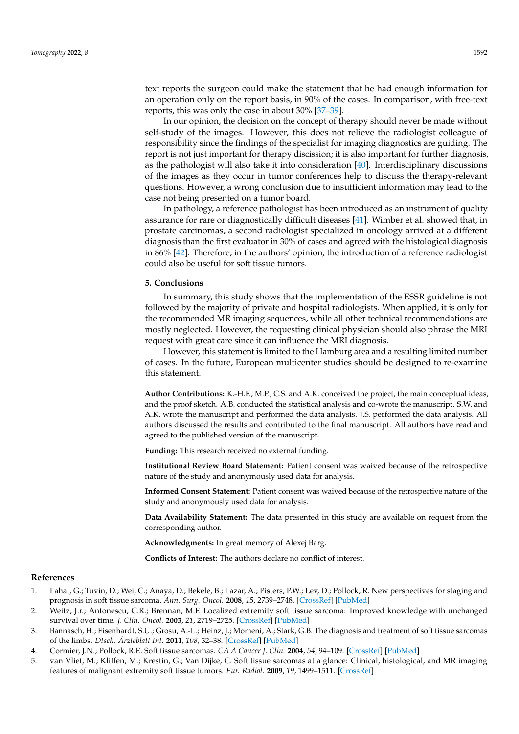text reports the surgeon could make the statement that he had enough information for an operation only on the report basis, in 90% of the cases. In comparison, with free-text reports, this was only the case in about 30% [37–39].

In our opinion, the decision on the concept of therapy should never be made without self-study of the images. However, this does not relieve the radiologist colleague of responsibility since the findings of the specialist for imaging diagnostics are guiding. The report is not just important for therapy discission; it is also important for further diagnosis, as the pathologist will also take it into consideration [40]. Interdisciplinary discussions of the images as they occur in tumor conferences help to discuss the therapy-relevant questions. However, a wrong conclusion due to insufficient information may lead to the case not being presented on a tumor board.

In pathology, a reference pathologist has been introduced as an instrument of quality assurance for rare or diagnostically difficult diseases [41]. Wimber et al. showed that, in prostate carcinomas, a second radiologist specialized in oncology arrived at a different diagnosis than the first evaluator in 30% of cases and agreed with the histological diagnosis in 86% [42]. Therefore, in the authors' opinion, the introduction of a reference radiologist could also be useful for soft tissue tumors.

## 5. Conclusions

In summary, this study shows that the implementation of the ESSR guideline is not followed by the majority of private and hospital radiologists. When applied, it is only for the recommended MR imaging sequences, while all other technical recommendations are mostly neglected. However, the requesting clinical physician should also phrase the MRI request with great care since it can influence the MRI diagnosis.

However, this statement is limited to the Hamburg area and a resulting limited number of cases. In the future, European multicenter studies should be designed to re-examine this statement.

**Author Contributions:** K.-H.F., M.P., C.S. and A.K. conceived the project, the main conceptual ideas, and the proof sketch. A.B. conducted the statistical analysis and co-wrote the manuscript. S.W. and A.K. wrote the manuscript and performed the data analysis. J.S. performed the data analysis. All authors discussed the results and contributed to the final manuscript. All authors have read and agreed to the published version of the manuscript.

**Funding:** This research received no external funding.

**Institutional Review Board Statement:** Patient consent was waived because of the retrospective nature of the study and anonymously used data for analysis.

**Informed Consent Statement:** Patient consent was waived because of the retrospective nature of the study and anonymously used data for analysis.

**Data Availability Statement:** The data presented in this study are available on request from the corresponding author.

**Acknowledgments:** In great memory of Alexej Barg.

**Conflicts of Interest:** The authors declare no conflict of interest.

## References

1. Lahat, G.; Tuvin, D.; Wei, C.; Anaya, D.; Bekele, B.; Lazar, A.; Pisters, P.W.; Lev, D.; Pollock, R. New perspectives for staging and prognosis in soft tissue sarcoma. *Ann. Surg. Oncol.* **2008**, *15*, 2739–2748. [CrossRef] [PubMed]
2. Weitz, J.r.; Antonescu, C.R.; Brennan, M.F. Localized extremity soft tissue sarcoma: Improved knowledge with unchanged survival over time. *J. Clin. Oncol.* **2003**, *21*, 2719–2725. [CrossRef] [PubMed]
3. Bannasch, H.; Eisenhardt, S.U.; Grosu, A.-L.; Heinz, J.; Momeni, A.; Stark, G.B. The diagnosis and treatment of soft tissue sarcomas of the limbs. *Dtsch. Ärzteblatt Int.* **2011**, *108*, 32–38. [CrossRef] [PubMed]
4. Cormier, J.N.; Pollock, R.E. Soft tissue sarcomas. *CA A Cancer J. Clin.* **2004**, *54*, 94–109. [CrossRef] [PubMed]
5. van Vliet, M.; Kliffen, M.; Krestin, G.; Van Dijke, C. Soft tissue sarcomas at a glance: Clinical, histological, and MR imaging features of malignant extremity soft tissue tumors. *Eur. Radiol.* **2009**, *19*, 1499–1511. [CrossRef]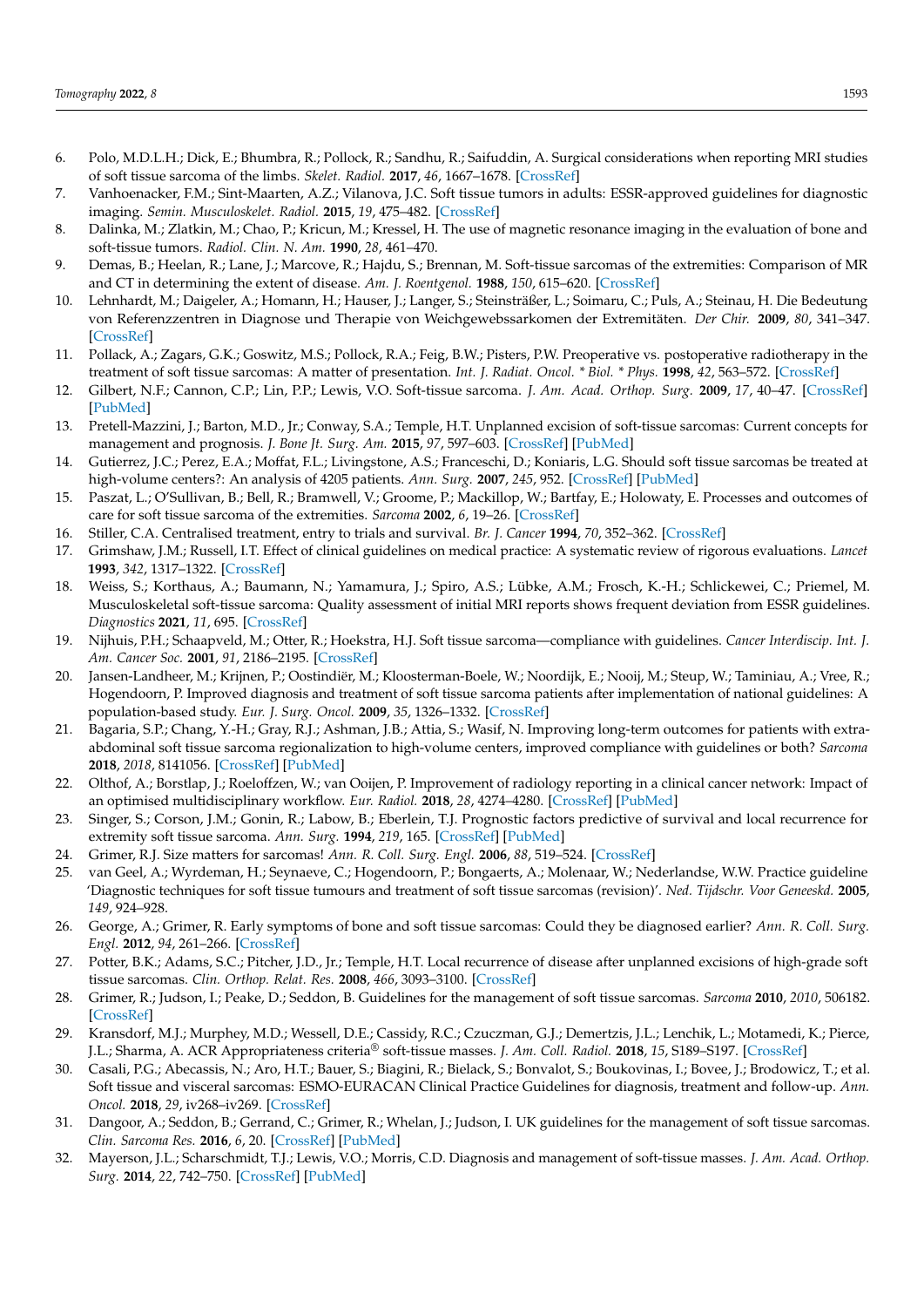6. Polo, M.D.L.H.; Dick, E.; Bhumbra, R.; Pollock, R.; Sandhu, R.; Saifuddin, A. Surgical considerations when reporting MRI studies of soft tissue sarcoma of the limbs. *Skelet. Radiol.* **2017**, *46*, 1667–1678. [CrossRef]
7. Vanhoenacker, F.M.; Sint-Maarten, A.Z.; Vilanova, J.C. Soft tissue tumors in adults: ESSR-approved guidelines for diagnostic imaging. *Semin. Musculoskelet. Radiol.* **2015**, *19*, 475–482. [CrossRef]
8. Dalinka, M.; Zlatkin, M.; Chao, P.; Kricun, M.; Kressel, H. The use of magnetic resonance imaging in the evaluation of bone and soft-tissue tumors. *Radiol. Clin. N. Am.* **1990**, *28*, 461–470.
9. Demas, B.; Heelan, R.; Lane, J.; Marcove, R.; Hajdu, S.; Brennan, M. Soft-tissue sarcomas of the extremities: Comparison of MR and CT in determining the extent of disease. *Am. J. Roentgenol.* **1988**, *150*, 615–620. [CrossRef]
10. Lehnhardt, M.; Daigeler, A.; Homann, H.; Hauser, J.; Langer, S.; Steinsträßer, L.; Soimaru, C.; Puls, A.; Steinau, H. Die Bedeutung von Referenzzentren in Diagnose und Therapie von Weichgewebssarkomen der Extremitäten. *Der Chir.* **2009**, *80*, 341–347. [CrossRef]
11. Pollack, A.; Zagars, G.K.; Goswitz, M.S.; Pollock, R.A.; Feig, B.W.; Pisters, P.W. Preoperative vs. postoperative radiotherapy in the treatment of soft tissue sarcomas: A matter of presentation. *Int. J. Radiat. Oncol. * Biol. * Phys.* **1998**, *42*, 563–572. [CrossRef]
12. Gilbert, N.F.; Cannon, C.P.; Lin, P.P.; Lewis, V.O. Soft-tissue sarcoma. *J. Am. Acad. Orthop. Surg.* **2009**, *17*, 40–47. [CrossRef] [PubMed]
13. Pretell-Mazzini, J.; Barton, M.D., Jr.; Conway, S.A.; Temple, H.T. Unplanned excision of soft-tissue sarcomas: Current concepts for management and prognosis. *J. Bone Jt. Surg. Am.* **2015**, *97*, 597–603. [CrossRef] [PubMed]
14. Gutierrez, J.C.; Perez, E.A.; Moffat, F.L.; Livingstone, A.S.; Franceschi, D.; Koniaris, L.G. Should soft tissue sarcomas be treated at high-volume centers?: An analysis of 4205 patients. *Ann. Surg.* **2007**, *245*, 952. [CrossRef] [PubMed]
15. Paszat, L.; O'Sullivan, B.; Bell, R.; Bramwell, V.; Groome, P.; Mackillop, W.; Bartfay, E.; Holowaty, E. Processes and outcomes of care for soft tissue sarcoma of the extremities. *Sarcoma* **2002**, *6*, 19–26. [CrossRef]
16. Stiller, C.A. Centralised treatment, entry to trials and survival. *Br. J. Cancer* **1994**, *70*, 352–362. [CrossRef]
17. Grimshaw, J.M.; Russell, I.T. Effect of clinical guidelines on medical practice: A systematic review of rigorous evaluations. *Lancet* **1993**, *342*, 1317–1322. [CrossRef]
18. Weiss, S.; Korthaus, A.; Baumann, N.; Yamamura, J.; Spiro, A.S.; Lübke, A.M.; Frosch, K.-H.; Schlickewei, C.; Priemel, M. Musculoskeletal soft-tissue sarcoma: Quality assessment of initial MRI reports shows frequent deviation from ESSR guidelines. *Diagnostics* **2021**, *11*, 695. [CrossRef]
19. Nijhuis, P.H.; Schaapveld, M.; Otter, R.; Hoekstra, H.J. Soft tissue sarcoma—compliance with guidelines. *Cancer Interdiscip. Int. J. Am. Cancer Soc.* **2001**, *91*, 2186–2195. [CrossRef]
20. Jansen-Landheer, M.; Krijnen, P.; Oostindiër, M.; Kloosterman-Boele, W.; Noordijk, E.; Nooij, M.; Steup, W.; Taminiau, A.; Vree, R.; Hogendoorn, P. Improved diagnosis and treatment of soft tissue sarcoma patients after implementation of national guidelines: A population-based study. *Eur. J. Surg. Oncol.* **2009**, *35*, 1326–1332. [CrossRef]
21. Bagaria, S.P.; Chang, Y.-H.; Gray, R.J.; Ashman, J.B.; Attia, S.; Wasif, N. Improving long-term outcomes for patients with extra-abdominal soft tissue sarcoma regionalization to high-volume centers, improved compliance with guidelines or both? *Sarcoma* **2018**, *2018*, 8141056. [CrossRef] [PubMed]
22. Olthof, A.; Borstlap, J.; Roeloffzen, W.; van Ooijen, P. Improvement of radiology reporting in a clinical cancer network: Impact of an optimised multidisciplinary workflow. *Eur. Radiol.* **2018**, *28*, 4274–4280. [CrossRef] [PubMed]
23. Singer, S.; Corson, J.M.; Gonin, R.; Labow, B.; Eberlein, T.J. Prognostic factors predictive of survival and local recurrence for extremity soft tissue sarcoma. *Ann. Surg.* **1994**, *219*, 165. [CrossRef] [PubMed]
24. Grimer, R.J. Size matters for sarcomas! *Ann. R. Coll. Surg. Engl.* **2006**, *88*, 519–524. [CrossRef]
25. van Geel, A.; Wyrdeman, H.; Seynaeve, C.; Hogendoorn, P.; Bongaerts, A.; Molenaar, W.; Nederlandse, W.W. Practice guideline 'Diagnostic techniques for soft tissue tumours and treatment of soft tissue sarcomas (revision)'. *Ned. Tijdschr. Voor Geneeskd.* **2005**, *149*, 924–928.
26. George, A.; Grimer, R. Early symptoms of bone and soft tissue sarcomas: Could they be diagnosed earlier? *Ann. R. Coll. Surg. Engl.* **2012**, *94*, 261–266. [CrossRef]
27. Potter, B.K.; Adams, S.C.; Pitcher, J.D., Jr.; Temple, H.T. Local recurrence of disease after unplanned excisions of high-grade soft tissue sarcomas. *Clin. Orthop. Relat. Res.* **2008**, *466*, 3093–3100. [CrossRef]
28. Grimer, R.; Judson, I.; Peake, D.; Seddon, B. Guidelines for the management of soft tissue sarcomas. *Sarcoma* **2010**, *2010*, 506182. [CrossRef]
29. Kransdorf, M.J.; Murphey, M.D.; Wessell, D.E.; Cassidy, R.C.; Czuczman, G.J.; Demertzis, J.L.; Lenchik, L.; Motamedi, K.; Pierce, J.L.; Sharma, A. ACR Appropriateness criteria® soft-tissue masses. *J. Am. Coll. Radiol.* **2018**, *15*, S189–S197. [CrossRef]
30. Casali, P.G.; Abecassis, N.; Aro, H.T.; Bauer, S.; Biagini, R.; Bielack, S.; Bonvalot, S.; Boukovinas, I.; Bovee, J.; Brodowicz, T.; et al. Soft tissue and visceral sarcomas: ESMO-EURACAN Clinical Practice Guidelines for diagnosis, treatment and follow-up. *Ann. Oncol.* **2018**, *29*, iv268–iv269. [CrossRef]
31. Dangoor, A.; Seddon, B.; Gerrand, C.; Grimer, R.; Whelan, J.; Judson, I. UK guidelines for the management of soft tissue sarcomas. *Clin. Sarcoma Res.* **2016**, *6*, 20. [CrossRef] [PubMed]
32. Mayerson, J.L.; Scharschmidt, T.J.; Lewis, V.O.; Morris, C.D. Diagnosis and management of soft-tissue masses. *J. Am. Acad. Orthop. Surg.* **2014**, *22*, 742–750. [CrossRef] [PubMed]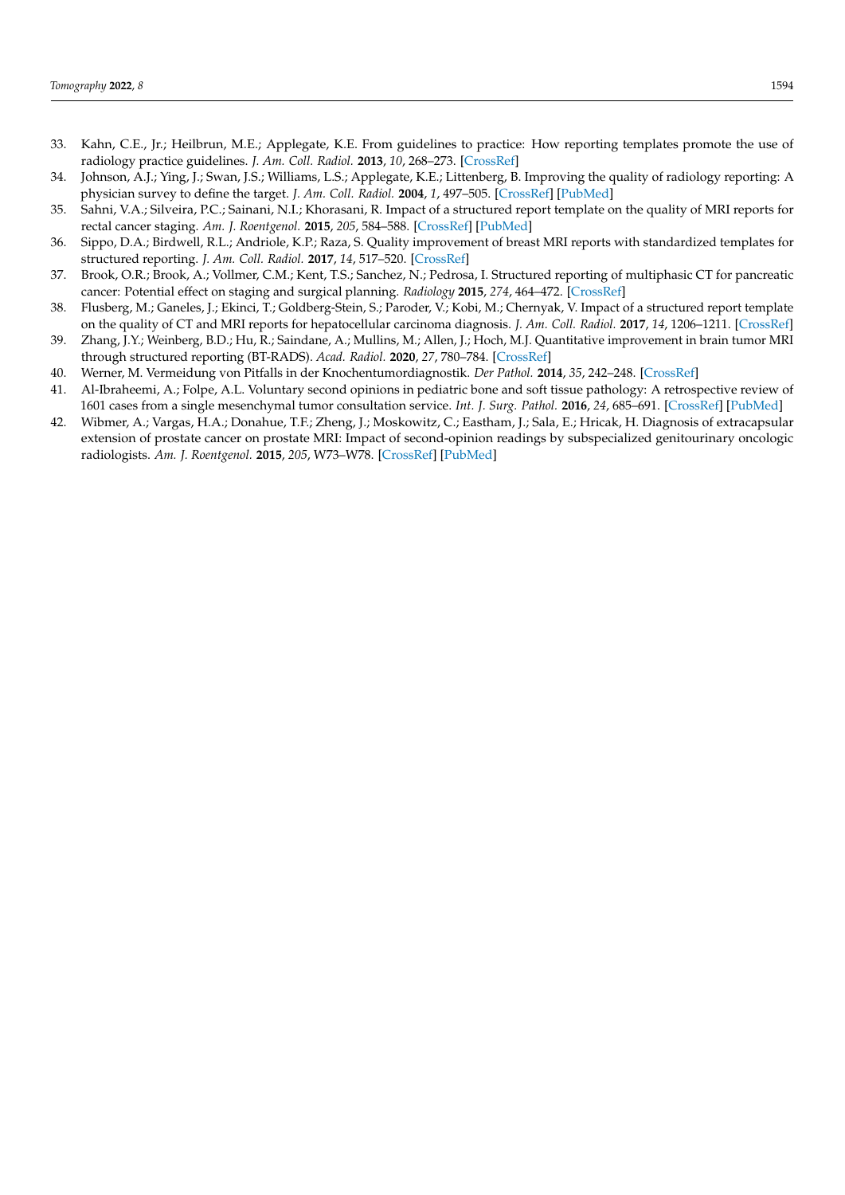33. Kahn, C.E., Jr.; Heilbrun, M.E.; Applegate, K.E. From guidelines to practice: How reporting templates promote the use of radiology practice guidelines. *J. Am. Coll. Radiol.* **2013**, *10*, 268–273. [CrossRef]
34. Johnson, A.J.; Ying, J.; Swan, J.S.; Williams, L.S.; Applegate, K.E.; Littenberg, B. Improving the quality of radiology reporting: A physician survey to define the target. *J. Am. Coll. Radiol.* **2004**, *1*, 497–505. [CrossRef] [PubMed]
35. Sahni, V.A.; Silveira, P.C.; Sainani, N.I.; Khorasani, R. Impact of a structured report template on the quality of MRI reports for rectal cancer staging. *Am. J. Roentgenol.* **2015**, *205*, 584–588. [CrossRef] [PubMed]
36. Sippo, D.A.; Birdwell, R.L.; Andriole, K.P.; Raza, S. Quality improvement of breast MRI reports with standardized templates for structured reporting. *J. Am. Coll. Radiol.* **2017**, *14*, 517–520. [CrossRef]
37. Brook, O.R.; Brook, A.; Vollmer, C.M.; Kent, T.S.; Sanchez, N.; Pedrosa, I. Structured reporting of multiphasic CT for pancreatic cancer: Potential effect on staging and surgical planning. *Radiology* **2015**, *274*, 464–472. [CrossRef]
38. Flusberg, M.; Ganeles, J.; Ekinci, T.; Goldberg-Stein, S.; Paroder, V.; Kobi, M.; Chernyak, V. Impact of a structured report template on the quality of CT and MRI reports for hepatocellular carcinoma diagnosis. *J. Am. Coll. Radiol.* **2017**, *14*, 1206–1211. [CrossRef]
39. Zhang, J.Y.; Weinberg, B.D.; Hu, R.; Saindane, A.; Mullins, M.; Allen, J.; Hoch, M.J. Quantitative improvement in brain tumor MRI through structured reporting (BT-RADS). *Acad. Radiol.* **2020**, *27*, 780–784. [CrossRef]
40. Werner, M. Vermeidung von Pitfalls in der Knochentumordiagnostik. *Der Pathol.* **2014**, *35*, 242–248. [CrossRef]
41. Al-Ibraheemi, A.; Folpe, A.L. Voluntary second opinions in pediatric bone and soft tissue pathology: A retrospective review of 1601 cases from a single mesenchymal tumor consultation service. *Int. J. Surg. Pathol.* **2016**, *24*, 685–691. [CrossRef] [PubMed]
42. Wibmer, A.; Vargas, H.A.; Donahue, T.F.; Zheng, J.; Moskowitz, C.; Eastham, J.; Sala, E.; Hricak, H. Diagnosis of extracapsular extension of prostate cancer on prostate MRI: Impact of second-opinion readings by subspecialized genitourinary oncologic radiologists. *Am. J. Roentgenol.* **2015**, *205*, W73–W78. [CrossRef] [PubMed]